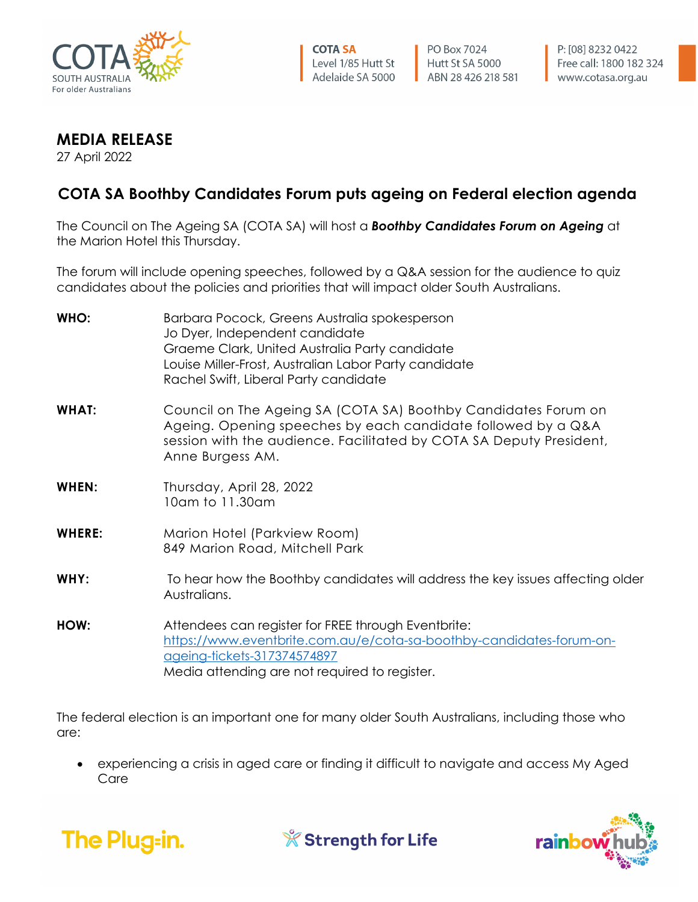COTA SA
Level 1/85 Hutt St
Adelaide SA 5000

PO Box 7024
Hutt St SA 5000
ABN 28 426 218 581

P: [08] 8232 0422
Free call: 1800 182 324
www.cotasa.org.au

# MEDIA RELEASE

27 April 2022

## COTA SA Boothby Candidates Forum puts ageing on Federal election agenda

The Council on The Ageing SA (COTA SA) will host a ***Boothby Candidates Forum on Ageing*** at the Marion Hotel this Thursday.

The forum will include opening speeches, followed by a Q&A session for the audience to quiz candidates about the policies and priorities that will impact older South Australians.

**WHO:**
Barbara Pocock, Greens Australia spokesperson
Jo Dyer, Independent candidate
Graeme Clark, United Australia Party candidate
Louise Miller-Frost, Australian Labor Party candidate
Rachel Swift, Liberal Party candidate

**WHAT:**
Council on The Ageing SA (COTA SA) Boothby Candidates Forum on Ageing. Opening speeches by each candidate followed by a Q&A session with the audience. Facilitated by COTA SA Deputy President, Anne Burgess AM.

**WHEN:**
Thursday, April 28, 2022
10am to 11.30am

**WHERE:**
Marion Hotel (Parkview Room)
849 Marion Road, Mitchell Park

**WHY:**
To hear how the Boothby candidates will address the key issues affecting older Australians.

**HOW:**
Attendees can register for FREE through Eventbrite:
https://www.eventbrite.com.au/e/cota-sa-boothby-candidates-forum-on-ageing-tickets-317374574897
Media attending are not required to register.

The federal election is an important one for many older South Australians, including those who are:

- experiencing a crisis in aged care or finding it difficult to navigate and access My Aged Care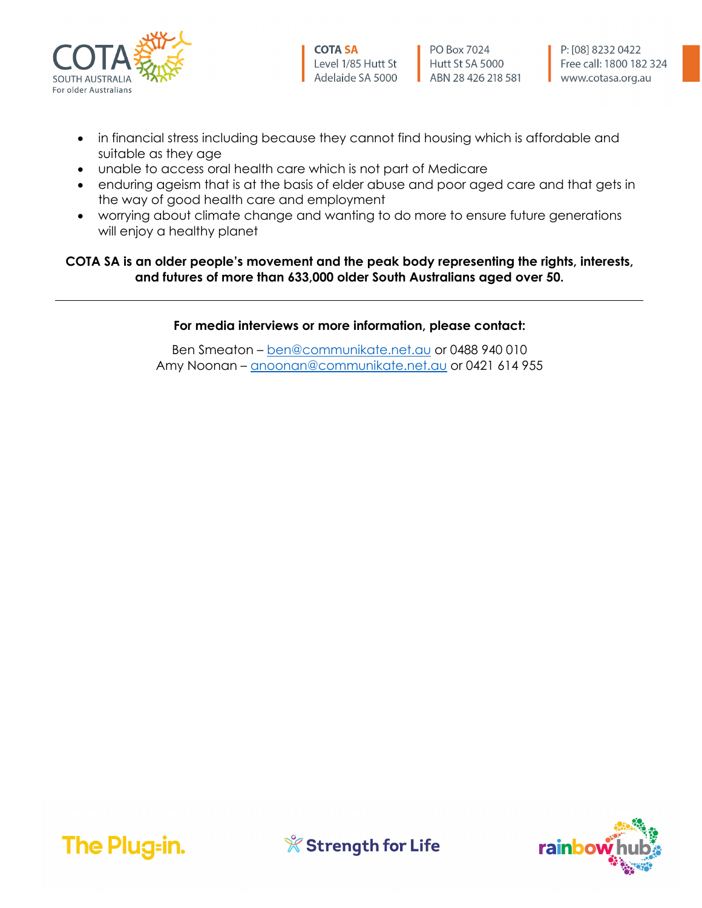- in financial stress including because they cannot find housing which is affordable and suitable as they age
- unable to access oral health care which is not part of Medicare
- enduring ageism that is at the basis of elder abuse and poor aged care and that gets in the way of good health care and employment
- worrying about climate change and wanting to do more to ensure future generations will enjoy a healthy planet

**COTA SA is an older people's movement and the peak body representing the rights, interests, and futures of more than 633,000 older South Australians aged over 50.**

---

**For media interviews or more information, please contact:**

Ben Smeaton – ben@communikate.net.au or 0488 940 010
Amy Noonan – anoonan@communikate.net.au or 0421 614 955